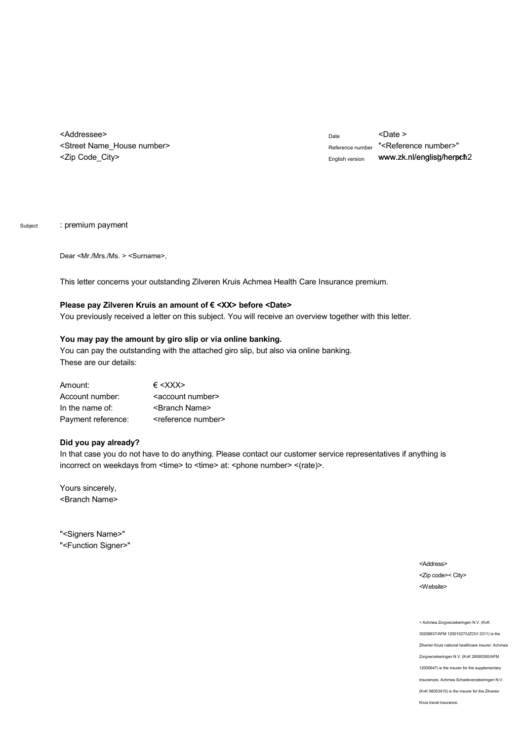<Addressee>
<Street Name_House number>
<Zip Code_City>

| | |
|---|---|
| Date | <Date > |
| Reference number | "<Reference number>" |
| English version | www.zk.nl/english/herpch2 |

Subject : premium payment

Dear <Mr./Mrs./Ms. > <Surname>,

This letter concerns your outstanding Zilveren Kruis Achmea Health Care Insurance premium.

**Please pay Zilveren Kruis an amount of € <XX> before <Date>**
You previously received a letter on this subject. You will receive an overview together with this letter.

**You may pay the amount by giro slip or via online banking.**
You can pay the outstanding with the attached giro slip, but also via online banking.
These are our details:

| | |
|---|---|
| Amount: | € <XXX> |
| Account number: | <account number> |
| In the name of: | <Branch Name> |
| Payment reference: | <reference number> |

**Did you pay already?**
In that case you do not have to do anything. Please contact our customer service representatives if anything is incorrect on weekdays from <time> to <time> at: <phone number> <(rate)>.

Yours sincerely,
<Branch Name>

"<Signers Name>"
"<Function Signer>"

<Address>
<Zip code>< City>
<Website>

< Achmea Zorgverzekeringen N.V. (KvK 30208637/AFM 12001027/UZOVI 3311) is the Zilveren Kruis national healthcare insurer. Achmea Zorgverzekeringen N.V. (KvK 28080300/AFM 12000647) is the insurer for the supplementary insurances. Achmea Schadeverzekeringen N.V. (KvK 08053410) is the insurer for the Zilveren Kruis travel insurance.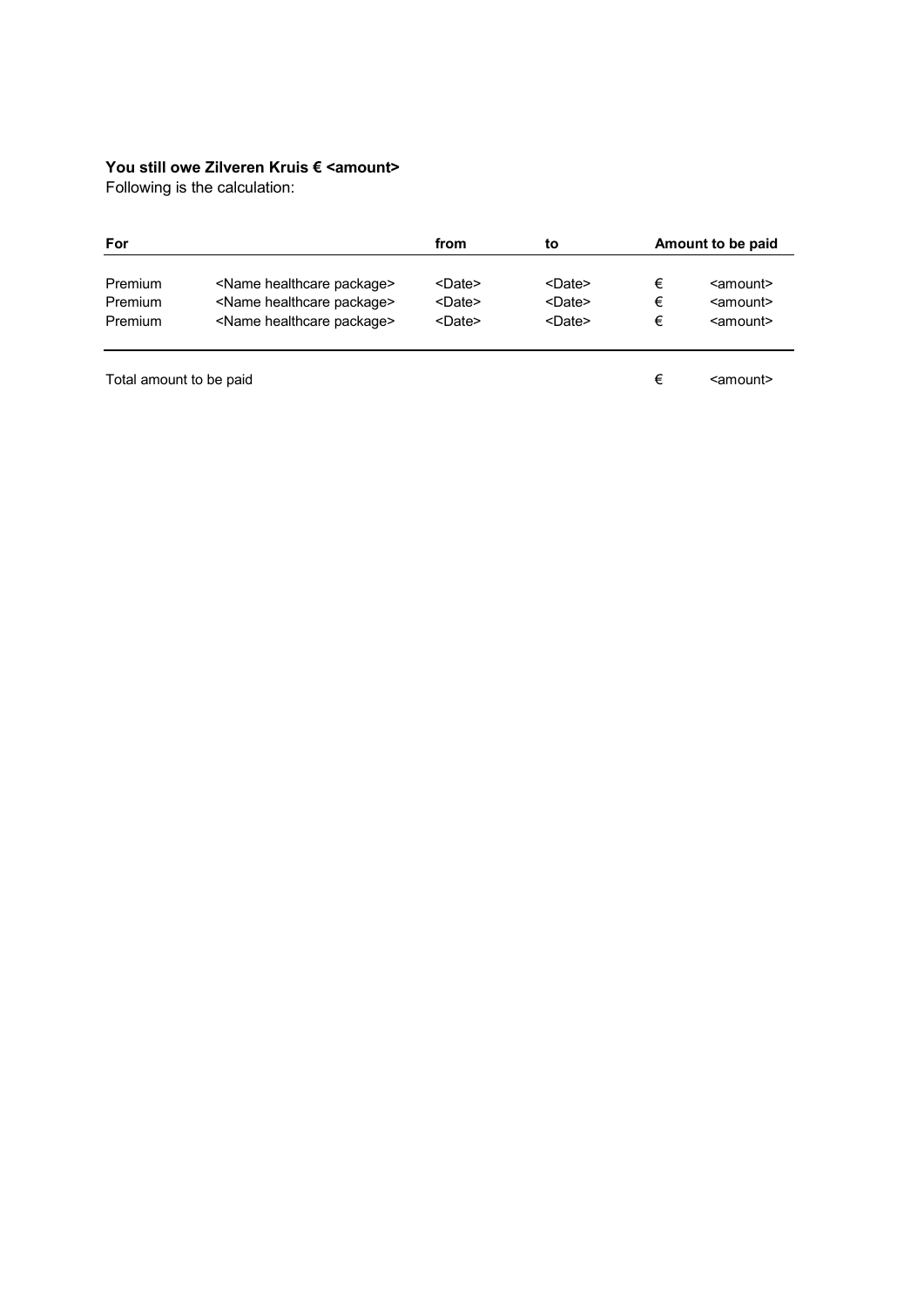**You still owe Zilveren Kruis € <amount>**
Following is the calculation:

| For | | from | to | Amount to be paid | |
|---|---|---|---|---|---|
| Premium | <Name healthcare package> | <Date> | <Date> | € | <amount> |
| Premium | <Name healthcare package> | <Date> | <Date> | € | <amount> |
| Premium | <Name healthcare package> | <Date> | <Date> | € | <amount> |
| Total amount to be paid | | | | € | <amount> |